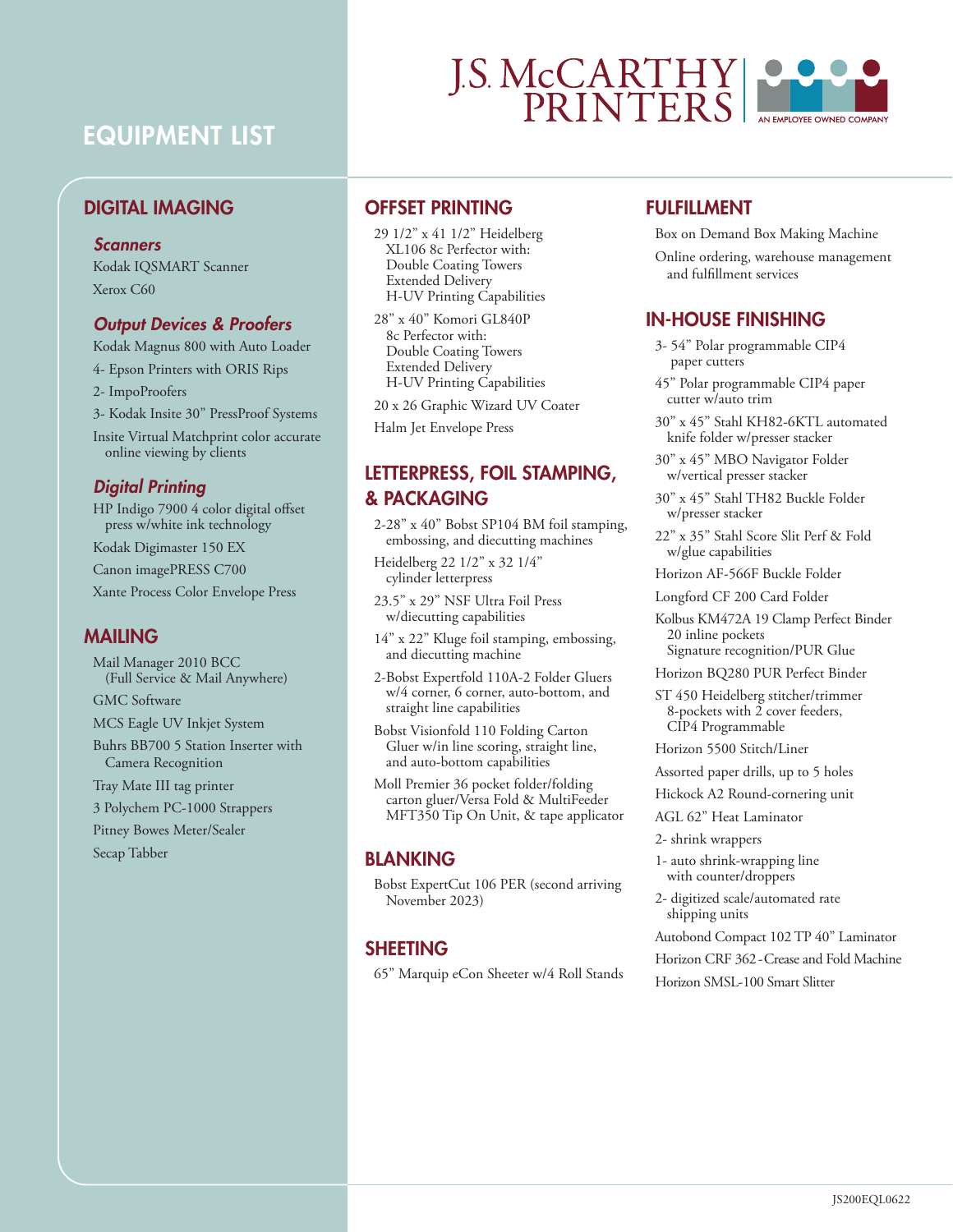# J.S. McCARTHY PRINTERS

AN EMPLOYEE OWNED COMPANY

# EQUIPMENT LIST

## DIGITAL IMAGING

### *Scanners*

- Kodak IQSMART Scanner
- Xerox C60

### *Output Devices & Proofers*

- Kodak Magnus 800 with Auto Loader
- 4- Epson Printers with ORIS Rips
- 2- ImpoProofers
- 3- Kodak Insite 30" PressProof Systems
- Insite Virtual Matchprint color accurate online viewing by clients

### *Digital Printing*

- HP Indigo 7900 4 color digital offset press w/white ink technology
- Kodak Digimaster 150 EX
- Canon imagePRESS C700
- Xante Process Color Envelope Press

## MAILING

- Mail Manager 2010 BCC (Full Service & Mail Anywhere)
- GMC Software
- MCS Eagle UV Inkjet System
- Buhrs BB700 5 Station Inserter with Camera Recognition
- Tray Mate III tag printer
- 3 Polychem PC-1000 Strappers
- Pitney Bowes Meter/Sealer
- Secap Tabber

## OFFSET PRINTING

- 29 1/2" x 41 1/2" Heidelberg XL106 8c Perfector with: Double Coating Towers, Extended Delivery, H-UV Printing Capabilities
- 28" x 40" Komori GL840P 8c Perfector with: Double Coating Towers, Extended Delivery, H-UV Printing Capabilities
- 20 x 26 Graphic Wizard UV Coater
- Halm Jet Envelope Press

## LETTERPRESS, FOIL STAMPING, & PACKAGING

- 2-28" x 40" Bobst SP104 BM foil stamping, embossing, and diecutting machines
- Heidelberg 22 1/2" x 32 1/4" cylinder letterpress
- 23.5" x 29" NSF Ultra Foil Press w/diecutting capabilities
- 14" x 22" Kluge foil stamping, embossing, and diecutting machine
- 2-Bobst Expertfold 110A-2 Folder Gluers w/4 corner, 6 corner, auto-bottom, and straight line capabilities
- Bobst Visionfold 110 Folding Carton Gluer w/in line scoring, straight line, and auto-bottom capabilities
- Moll Premier 36 pocket folder/folding carton gluer/Versa Fold & MultiFeeder MFT350 Tip On Unit, & tape applicator

## BLANKING

- Bobst ExpertCut 106 PER (second arriving November 2023)

## SHEETING

- 65" Marquip eCon Sheeter w/4 Roll Stands

## FULFILLMENT

- Box on Demand Box Making Machine
- Online ordering, warehouse management and fulfillment services

## IN-HOUSE FINISHING

- 3- 54" Polar programmable CIP4 paper cutters
- 45" Polar programmable CIP4 paper cutter w/auto trim
- 30" x 45" Stahl KH82-6KTL automated knife folder w/presser stacker
- 30" x 45" MBO Navigator Folder w/vertical presser stacker
- 30" x 45" Stahl TH82 Buckle Folder w/presser stacker
- 22" x 35" Stahl Score Slit Perf & Fold w/glue capabilities
- Horizon AF-566F Buckle Folder
- Longford CF 200 Card Folder
- Kolbus KM472A 19 Clamp Perfect Binder, 20 inline pockets, Signature recognition/PUR Glue
- Horizon BQ280 PUR Perfect Binder
- ST 450 Heidelberg stitcher/trimmer 8-pockets with 2 cover feeders, CIP4 Programmable
- Horizon 5500 Stitch/Liner
- Assorted paper drills, up to 5 holes
- Hickock A2 Round-cornering unit
- AGL 62" Heat Laminator
- 2- shrink wrappers
- 1- auto shrink-wrapping line with counter/droppers
- 2- digitized scale/automated rate shipping units
- Autobond Compact 102 TP 40" Laminator
- Horizon CRF 362 - Crease and Fold Machine
- Horizon SMSL-100 Smart Slitter

JS200EQL0622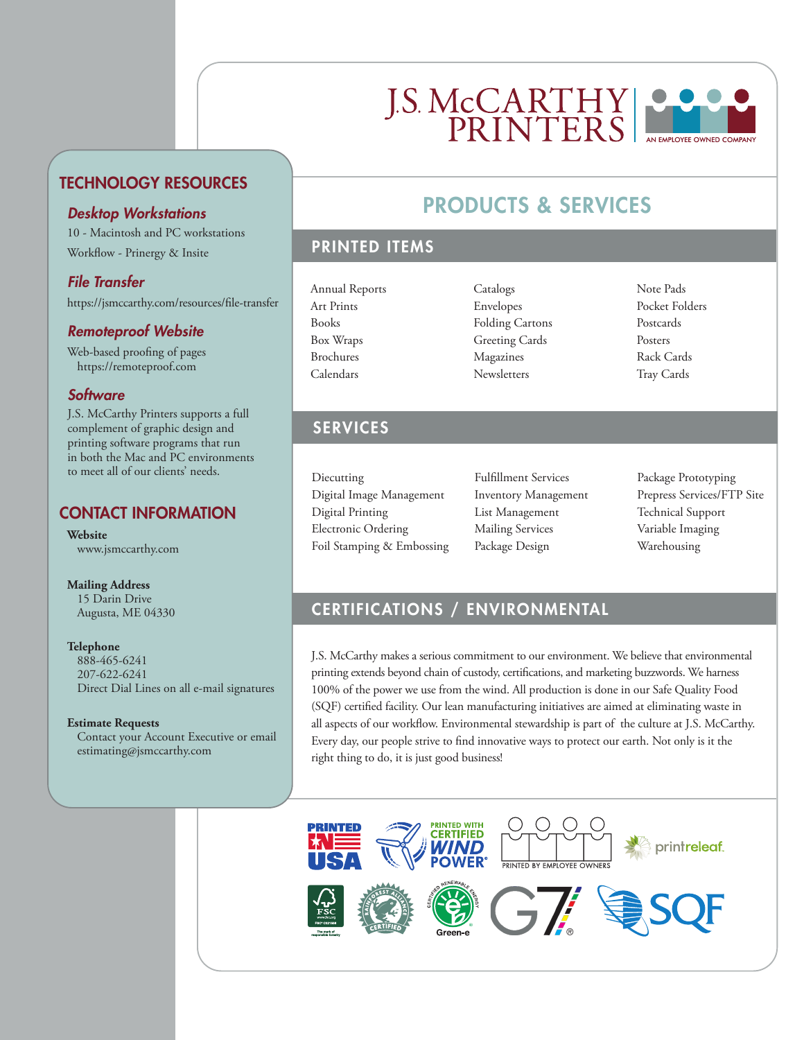J.S. McCARTHY PRINTERS

AN EMPLOYEE OWNED COMPANY

## TECHNOLOGY RESOURCES

### *Desktop Workstations*

10 - Macintosh and PC workstations

Workflow - Prinergy & Insite

### *File Transfer*

https://jsmccarthy.com/resources/file-transfer

### *Remoteproof Website*

Web-based proofing of pages
https://remoteproof.com

### *Software*

J.S. McCarthy Printers supports a full complement of graphic design and printing software programs that run in both the Mac and PC environments to meet all of our clients' needs.

## CONTACT INFORMATION

**Website**
www.jsmccarthy.com

**Mailing Address**
15 Darin Drive
Augusta, ME 04330

**Telephone**
888-465-6241
207-622-6241
Direct Dial Lines on all e-mail signatures

**Estimate Requests**
Contact your Account Executive or email
estimating@jsmccarthy.com

# PRODUCTS & SERVICES

## PRINTED ITEMS

- Annual Reports
- Art Prints
- Books
- Box Wraps
- Brochures
- Calendars
- Catalogs
- Envelopes
- Folding Cartons
- Greeting Cards
- Magazines
- Newsletters
- Note Pads
- Pocket Folders
- Postcards
- Posters
- Rack Cards
- Tray Cards

## SERVICES

- Diecutting
- Digital Image Management
- Digital Printing
- Electronic Ordering
- Foil Stamping & Embossing
- Fulfillment Services
- Inventory Management
- List Management
- Mailing Services
- Package Design
- Package Prototyping
- Prepress Services/FTP Site
- Technical Support
- Variable Imaging
- Warehousing

## CERTIFICATIONS / ENVIRONMENTAL

J.S. McCarthy makes a serious commitment to our environment. We believe that environmental printing extends beyond chain of custody, certifications, and marketing buzzwords. We harness 100% of the power we use from the wind. All production is done in our Safe Quality Food (SQF) certified facility. Our lean manufacturing initiatives are aimed at eliminating waste in all aspects of our workflow. Environmental stewardship is part of the culture at J.S. McCarthy. Every day, our people strive to find innovative ways to protect our earth. Not only is it the right thing to do, it is just good business!

PRINTED IN USA

PRINTED WITH CERTIFIED WIND POWER®

PRINTED BY EMPLOYEE OWNERS

printreleaf

FSC

RAINFOREST ALLIANCE CERTIFIED

Green-e

G7

SQF